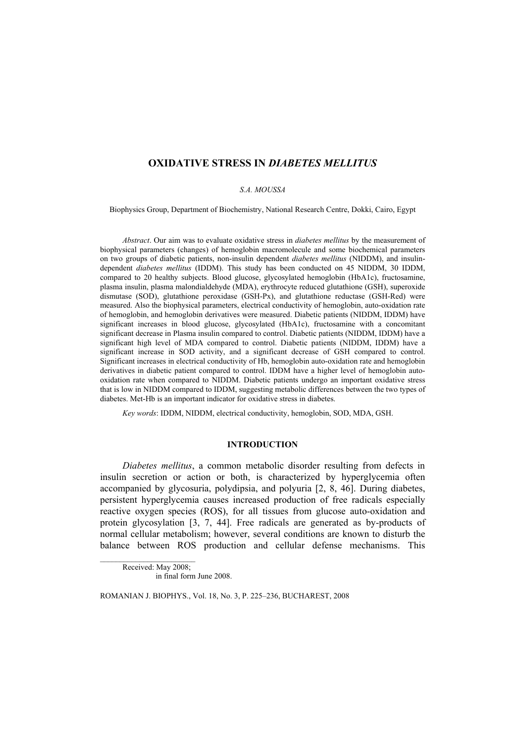# OXIDATIVE STRESS IN *DIABETES MELLITUS*

*S.A. MOUSSA*

Biophysics Group, Department of Biochemistry, National Research Centre, Dokki, Cairo, Egypt

*Abstract*. Our aim was to evaluate oxidative stress in *diabetes mellitus* by the measurement of biophysical parameters (changes) of hemoglobin macromolecule and some biochemical parameters on two groups of diabetic patients, non-insulin dependent *diabetes mellitus* (NIDDM), and insulin-dependent *diabetes mellitus* (IDDM). This study has been conducted on 45 NIDDM, 30 IDDM, compared to 20 healthy subjects. Blood glucose, glycosylated hemoglobin (HbA1c), fructosamine, plasma insulin, plasma malondialdehyde (MDA), erythrocyte reduced glutathione (GSH), superoxide dismutase (SOD), glutathione peroxidase (GSH-Px), and glutathione reductase (GSH-Red) were measured. Also the biophysical parameters, electrical conductivity of hemoglobin, auto-oxidation rate of hemoglobin, and hemoglobin derivatives were measured. Diabetic patients (NIDDM, IDDM) have significant increases in blood glucose, glycosylated (HbA1c), fructosamine with a concomitant significant decrease in Plasma insulin compared to control. Diabetic patients (NIDDM, IDDM) have a significant high level of MDA compared to control. Diabetic patients (NIDDM, IDDM) have a significant increase in SOD activity, and a significant decrease of GSH compared to control. Significant increases in electrical conductivity of Hb, hemoglobin auto-oxidation rate and hemoglobin derivatives in diabetic patient compared to control. IDDM have a higher level of hemoglobin auto-oxidation rate when compared to NIDDM. Diabetic patients undergo an important oxidative stress that is low in NIDDM compared to IDDM, suggesting metabolic differences between the two types of diabetes. Met-Hb is an important indicator for oxidative stress in diabetes.

*Key words*: IDDM, NIDDM, electrical conductivity, hemoglobin, SOD, MDA, GSH.

## INTRODUCTION

*Diabetes mellitus*, a common metabolic disorder resulting from defects in insulin secretion or action or both, is characterized by hyperglycemia often accompanied by glycosuria, polydipsia, and polyuria [2, 8, 46]. During diabetes, persistent hyperglycemia causes increased production of free radicals especially reactive oxygen species (ROS), for all tissues from glucose auto-oxidation and protein glycosylation [3, 7, 44]. Free radicals are generated as by-products of normal cellular metabolism; however, several conditions are known to disturb the balance between ROS production and cellular defense mechanisms. This

Received: May 2008;
in final form June 2008.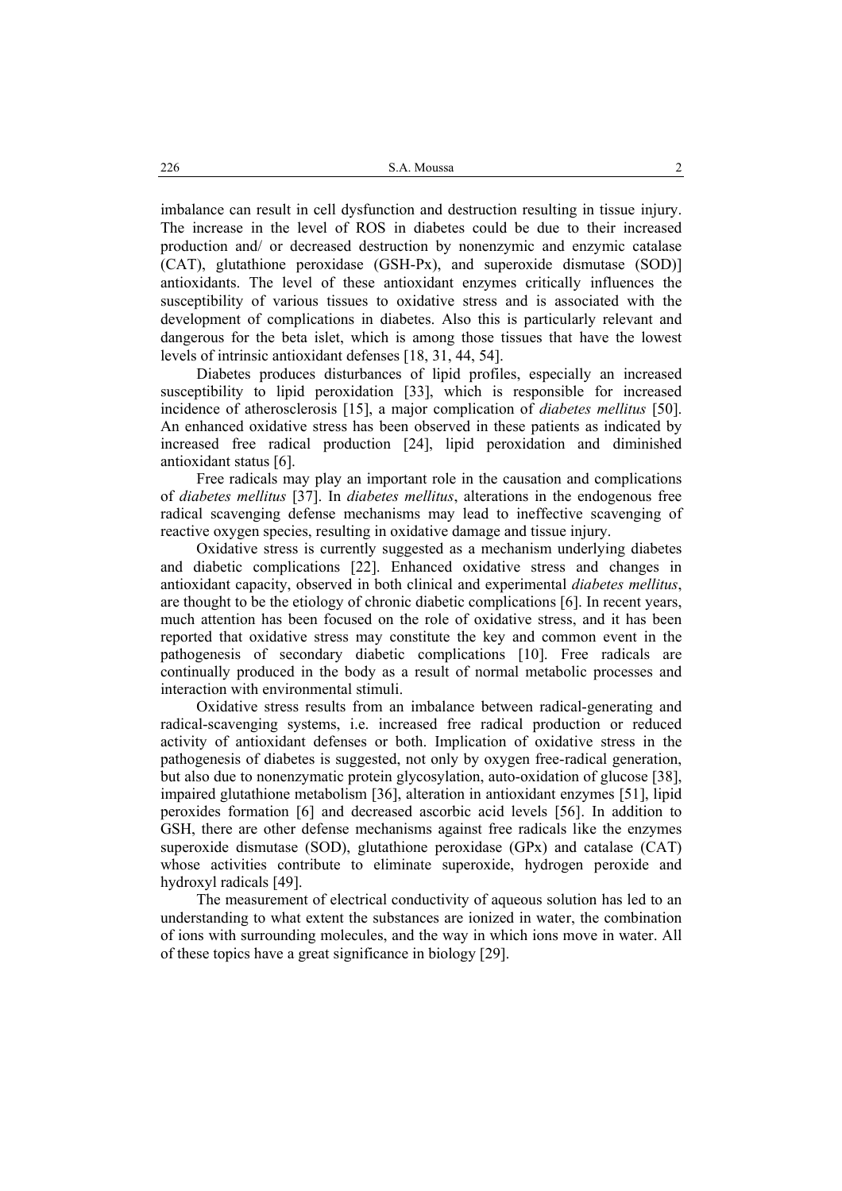imbalance can result in cell dysfunction and destruction resulting in tissue injury. The increase in the level of ROS in diabetes could be due to their increased production and/ or decreased destruction by nonenzymic and enzymic catalase (CAT), glutathione peroxidase (GSH-Px), and superoxide dismutase (SOD)] antioxidants. The level of these antioxidant enzymes critically influences the susceptibility of various tissues to oxidative stress and is associated with the development of complications in diabetes. Also this is particularly relevant and dangerous for the beta islet, which is among those tissues that have the lowest levels of intrinsic antioxidant defenses [18, 31, 44, 54].

Diabetes produces disturbances of lipid profiles, especially an increased susceptibility to lipid peroxidation [33], which is responsible for increased incidence of atherosclerosis [15], a major complication of *diabetes mellitus* [50]. An enhanced oxidative stress has been observed in these patients as indicated by increased free radical production [24], lipid peroxidation and diminished antioxidant status [6].

Free radicals may play an important role in the causation and complications of *diabetes mellitus* [37]. In *diabetes mellitus*, alterations in the endogenous free radical scavenging defense mechanisms may lead to ineffective scavenging of reactive oxygen species, resulting in oxidative damage and tissue injury.

Oxidative stress is currently suggested as a mechanism underlying diabetes and diabetic complications [22]. Enhanced oxidative stress and changes in antioxidant capacity, observed in both clinical and experimental *diabetes mellitus*, are thought to be the etiology of chronic diabetic complications [6]. In recent years, much attention has been focused on the role of oxidative stress, and it has been reported that oxidative stress may constitute the key and common event in the pathogenesis of secondary diabetic complications [10]. Free radicals are continually produced in the body as a result of normal metabolic processes and interaction with environmental stimuli.

Oxidative stress results from an imbalance between radical-generating and radical-scavenging systems, i.e. increased free radical production or reduced activity of antioxidant defenses or both. Implication of oxidative stress in the pathogenesis of diabetes is suggested, not only by oxygen free-radical generation, but also due to nonenzymatic protein glycosylation, auto-oxidation of glucose [38], impaired glutathione metabolism [36], alteration in antioxidant enzymes [51], lipid peroxides formation [6] and decreased ascorbic acid levels [56]. In addition to GSH, there are other defense mechanisms against free radicals like the enzymes superoxide dismutase (SOD), glutathione peroxidase (GPx) and catalase (CAT) whose activities contribute to eliminate superoxide, hydrogen peroxide and hydroxyl radicals [49].

The measurement of electrical conductivity of aqueous solution has led to an understanding to what extent the substances are ionized in water, the combination of ions with surrounding molecules, and the way in which ions move in water. All of these topics have a great significance in biology [29].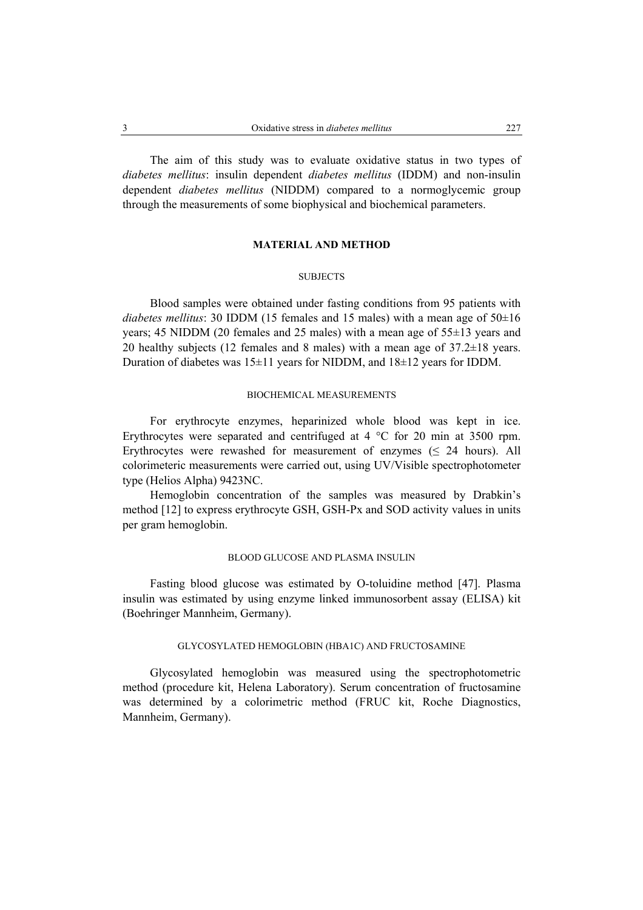The aim of this study was to evaluate oxidative status in two types of *diabetes mellitus*: insulin dependent *diabetes mellitus* (IDDM) and non-insulin dependent *diabetes mellitus* (NIDDM) compared to a normoglycemic group through the measurements of some biophysical and biochemical parameters.

## MATERIAL AND METHOD

### SUBJECTS

Blood samples were obtained under fasting conditions from 95 patients with *diabetes mellitus*: 30 IDDM (15 females and 15 males) with a mean age of 50±16 years; 45 NIDDM (20 females and 25 males) with a mean age of 55±13 years and 20 healthy subjects (12 females and 8 males) with a mean age of 37.2±18 years. Duration of diabetes was 15±11 years for NIDDM, and 18±12 years for IDDM.

### BIOCHEMICAL MEASUREMENTS

For erythrocyte enzymes, heparinized whole blood was kept in ice. Erythrocytes were separated and centrifuged at 4 °C for 20 min at 3500 rpm. Erythrocytes were rewashed for measurement of enzymes (≤ 24 hours). All colorimeteric measurements were carried out, using UV/Visible spectrophotometer type (Helios Alpha) 9423NC.

Hemoglobin concentration of the samples was measured by Drabkin's method [12] to express erythrocyte GSH, GSH-Px and SOD activity values in units per gram hemoglobin.

### BLOOD GLUCOSE AND PLASMA INSULIN

Fasting blood glucose was estimated by O-toluidine method [47]. Plasma insulin was estimated by using enzyme linked immunosorbent assay (ELISA) kit (Boehringer Mannheim, Germany).

### GLYCOSYLATED HEMOGLOBIN (HBA1C) AND FRUCTOSAMINE

Glycosylated hemoglobin was measured using the spectrophotometric method (procedure kit, Helena Laboratory). Serum concentration of fructosamine was determined by a colorimetric method (FRUC kit, Roche Diagnostics, Mannheim, Germany).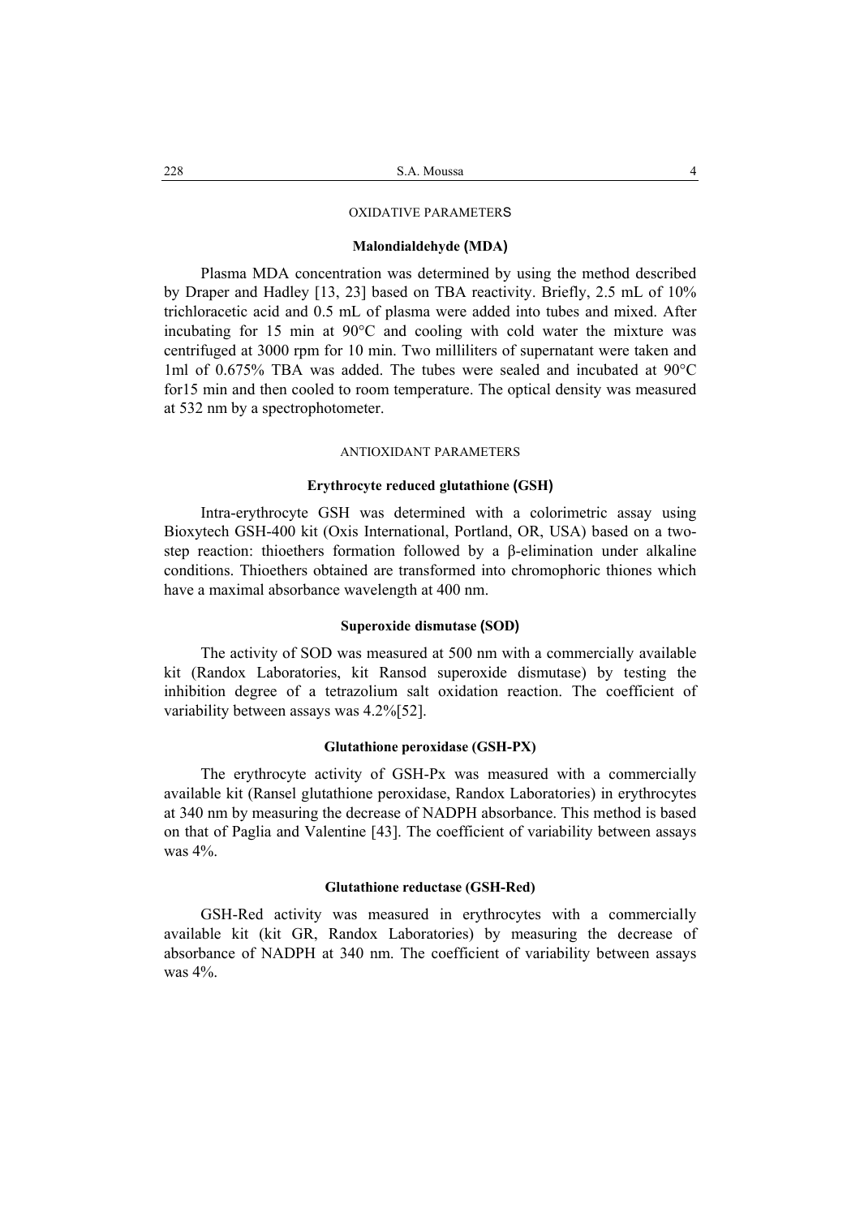## OXIDATIVE PARAMETERS

### Malondialdehyde (MDA)

Plasma MDA concentration was determined by using the method described by Draper and Hadley [13, 23] based on TBA reactivity. Briefly, 2.5 mL of 10% trichloracetic acid and 0.5 mL of plasma were added into tubes and mixed. After incubating for 15 min at 90°C and cooling with cold water the mixture was centrifuged at 3000 rpm for 10 min. Two milliliters of supernatant were taken and 1ml of 0.675% TBA was added. The tubes were sealed and incubated at 90°C for15 min and then cooled to room temperature. The optical density was measured at 532 nm by a spectrophotometer.

## ANTIOXIDANT PARAMETERS

### Erythrocyte reduced glutathione (GSH)

Intra-erythrocyte GSH was determined with a colorimetric assay using Bioxytech GSH-400 kit (Oxis International, Portland, OR, USA) based on a two-step reaction: thioethers formation followed by a β-elimination under alkaline conditions. Thioethers obtained are transformed into chromophoric thiones which have a maximal absorbance wavelength at 400 nm.

### Superoxide dismutase (SOD)

The activity of SOD was measured at 500 nm with a commercially available kit (Randox Laboratories, kit Ransod superoxide dismutase) by testing the inhibition degree of a tetrazolium salt oxidation reaction. The coefficient of variability between assays was 4.2%[52].

### Glutathione peroxidase (GSH-PX)

The erythrocyte activity of GSH-Px was measured with a commercially available kit (Ransel glutathione peroxidase, Randox Laboratories) in erythrocytes at 340 nm by measuring the decrease of NADPH absorbance. This method is based on that of Paglia and Valentine [43]. The coefficient of variability between assays was 4%.

### Glutathione reductase (GSH-Red)

GSH-Red activity was measured in erythrocytes with a commercially available kit (kit GR, Randox Laboratories) by measuring the decrease of absorbance of NADPH at 340 nm. The coefficient of variability between assays was 4%.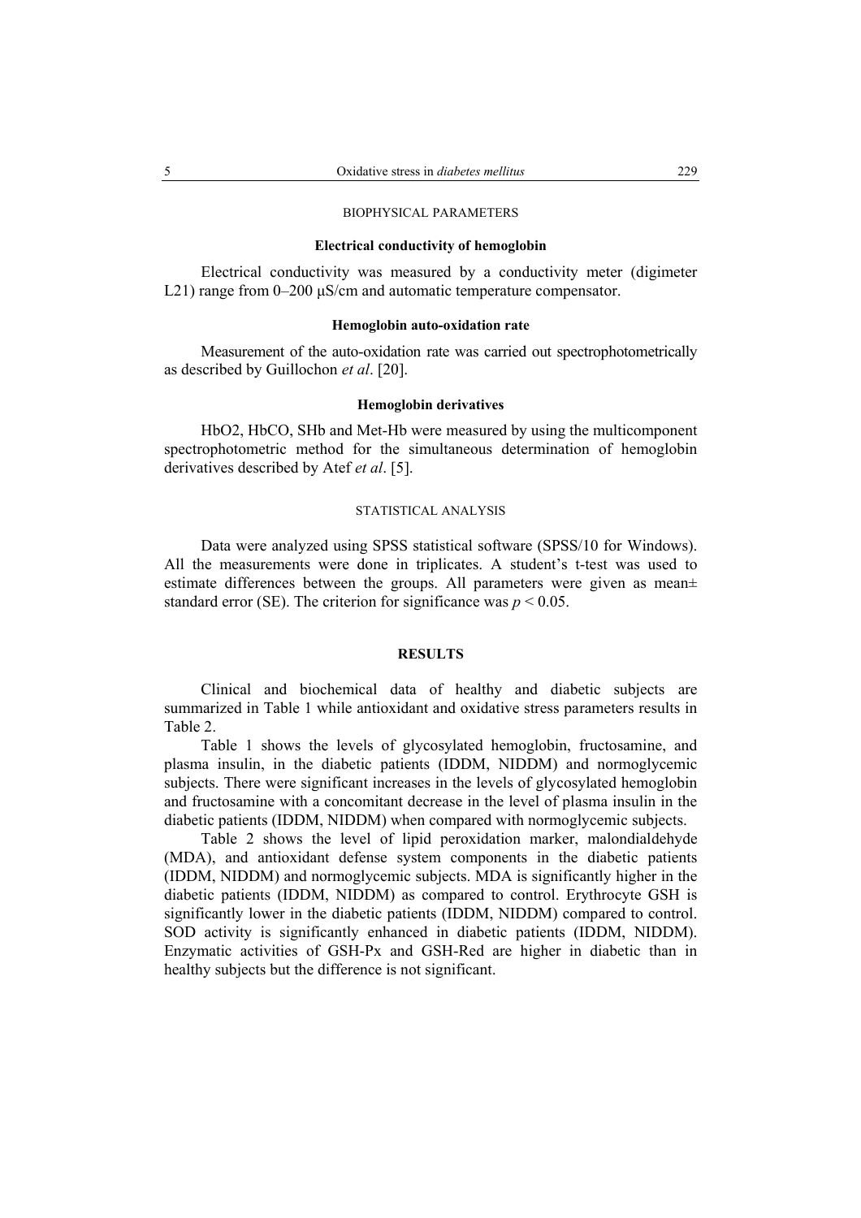## BIOPHYSICAL PARAMETERS

### Electrical conductivity of hemoglobin

Electrical conductivity was measured by a conductivity meter (digimeter L21) range from 0–200 μS/cm and automatic temperature compensator.

### Hemoglobin auto-oxidation rate

Measurement of the auto-oxidation rate was carried out spectrophotometrically as described by Guillochon *et al*. [20].

### Hemoglobin derivatives

$HbO_2$, HbCO, SHb and Met-Hb were measured by using the multicomponent spectrophotometric method for the simultaneous determination of hemoglobin derivatives described by Atef *et al*. [5].

## STATISTICAL ANALYSIS

Data were analyzed using SPSS statistical software (SPSS/10 for Windows). All the measurements were done in triplicates. A student's t-test was used to estimate differences between the groups. All parameters were given as mean± standard error (SE). The criterion for significance was $p < 0.05$.

## RESULTS

Clinical and biochemical data of healthy and diabetic subjects are summarized in Table 1 while antioxidant and oxidative stress parameters results in Table 2.

Table 1 shows the levels of glycosylated hemoglobin, fructosamine, and plasma insulin, in the diabetic patients (IDDM, NIDDM) and normoglycemic subjects. There were significant increases in the levels of glycosylated hemoglobin and fructosamine with a concomitant decrease in the level of plasma insulin in the diabetic patients (IDDM, NIDDM) when compared with normoglycemic subjects.

Table 2 shows the level of lipid peroxidation marker, malondialdehyde (MDA), and antioxidant defense system components in the diabetic patients (IDDM, NIDDM) and normoglycemic subjects. MDA is significantly higher in the diabetic patients (IDDM, NIDDM) as compared to control. Erythrocyte GSH is significantly lower in the diabetic patients (IDDM, NIDDM) compared to control. SOD activity is significantly enhanced in diabetic patients (IDDM, NIDDM). Enzymatic activities of GSH-Px and GSH-Red are higher in diabetic than in healthy subjects but the difference is not significant.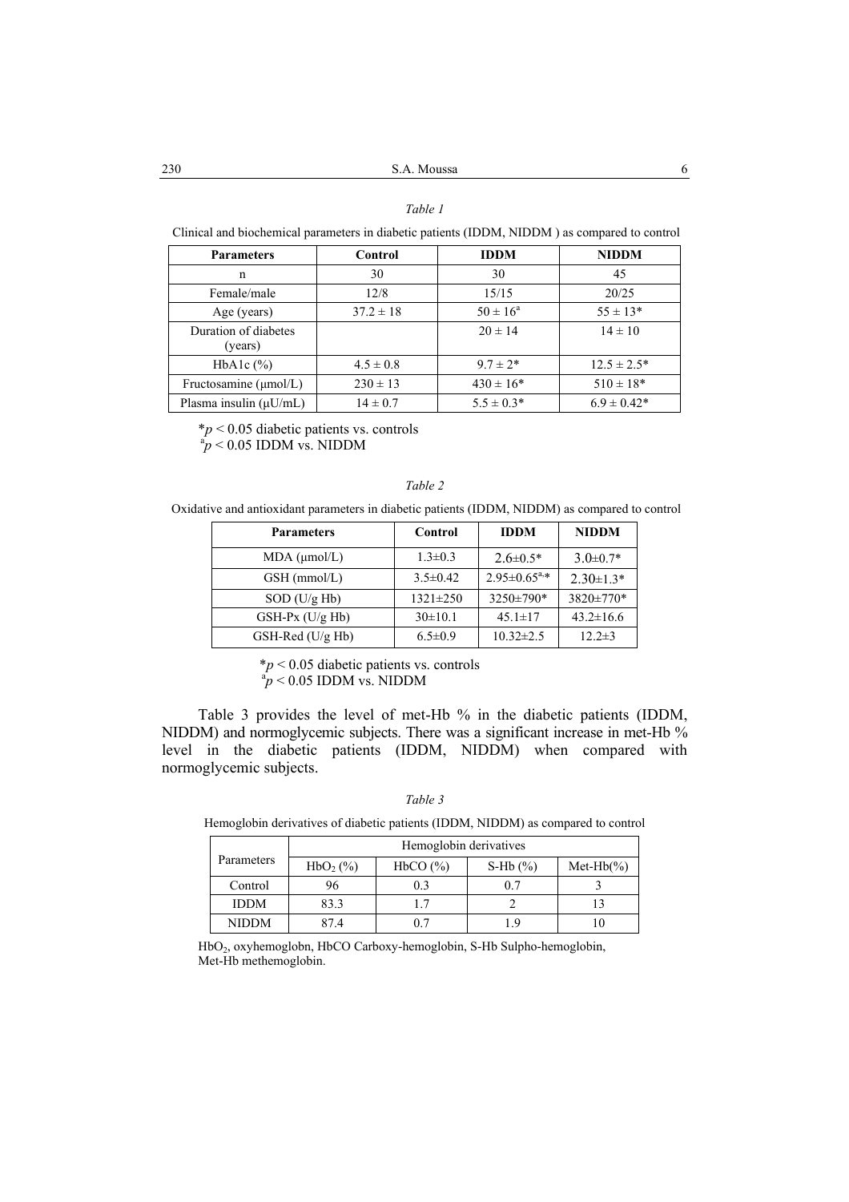*Table 1*

Clinical and biochemical parameters in diabetic patients (IDDM, NIDDM ) as compared to control

| Parameters | Control | IDDM | NIDDM |
|---|---|---|---|
| n | 30 | 30 | 45 |
| Female/male | 12/8 | 15/15 | 20/25 |
| Age (years) | 37.2 ± 18 | 50 ± 16[a] | 55 ± 13* |
| Duration of diabetes (years) | | 20 ± 14 | 14 ± 10 |
| HbA1c (%) | 4.5 ± 0.8 | 9.7 ± 2* | 12.5 ± 2.5* |
| Fructosamine (μmol/L) | 230 ± 13 | 430 ± 16* | 510 ± 18* |
| Plasma insulin (μU/mL) | 14 ± 0.7 | 5.5 ± 0.3* | 6.9 ± 0.42* |

*$p < 0.05$ diabetic patients vs. controls
[a]$p < 0.05$ IDDM vs. NIDDM

*Table 2*

Oxidative and antioxidant parameters in diabetic patients (IDDM, NIDDM) as compared to control

| Parameters | Control | IDDM | NIDDM |
|---|---|---|---|
| MDA (μmol/L) | 1.3±0.3 | 2.6±0.5* | 3.0±0.7* |
| GSH (mmol/L) | 3.5±0.42 | 2.95±0.65[a,]* | 2.30±1.3* |
| SOD (U/g Hb) | 1321±250 | 3250±790* | 3820±770* |
| GSH-Px (U/g Hb) | 30±10.1 | 45.1±17 | 43.2±16.6 |
| GSH-Red (U/g Hb) | 6.5±0.9 | 10.32±2.5 | 12.2±3 |

*$p < 0.05$ diabetic patients vs. controls
[a]$p < 0.05$ IDDM vs. NIDDM

Table 3 provides the level of met-Hb % in the diabetic patients (IDDM, NIDDM) and normoglycemic subjects. There was a significant increase in met-Hb % level in the diabetic patients (IDDM, NIDDM) when compared with normoglycemic subjects.

*Table 3*

Hemoglobin derivatives of diabetic patients (IDDM, NIDDM) as compared to control

| Parameters | Hemoglobin derivatives | | | |
|---|---|---|---|---|
| | $HbO_2$ (%) | HbCO (%) | S-Hb (%) | Met-Hb(%) |
| Control | 96 | 0.3 | 0.7 | 3 |
| IDDM | 83.3 | 1.7 | 2 | 13 |
| NIDDM | 87.4 | 0.7 | 1.9 | 10 |

$HbO_2$, oxyhemoglobn, HbCO Carboxy-hemoglobin, S-Hb Sulpho-hemoglobin, Met-Hb methemoglobin.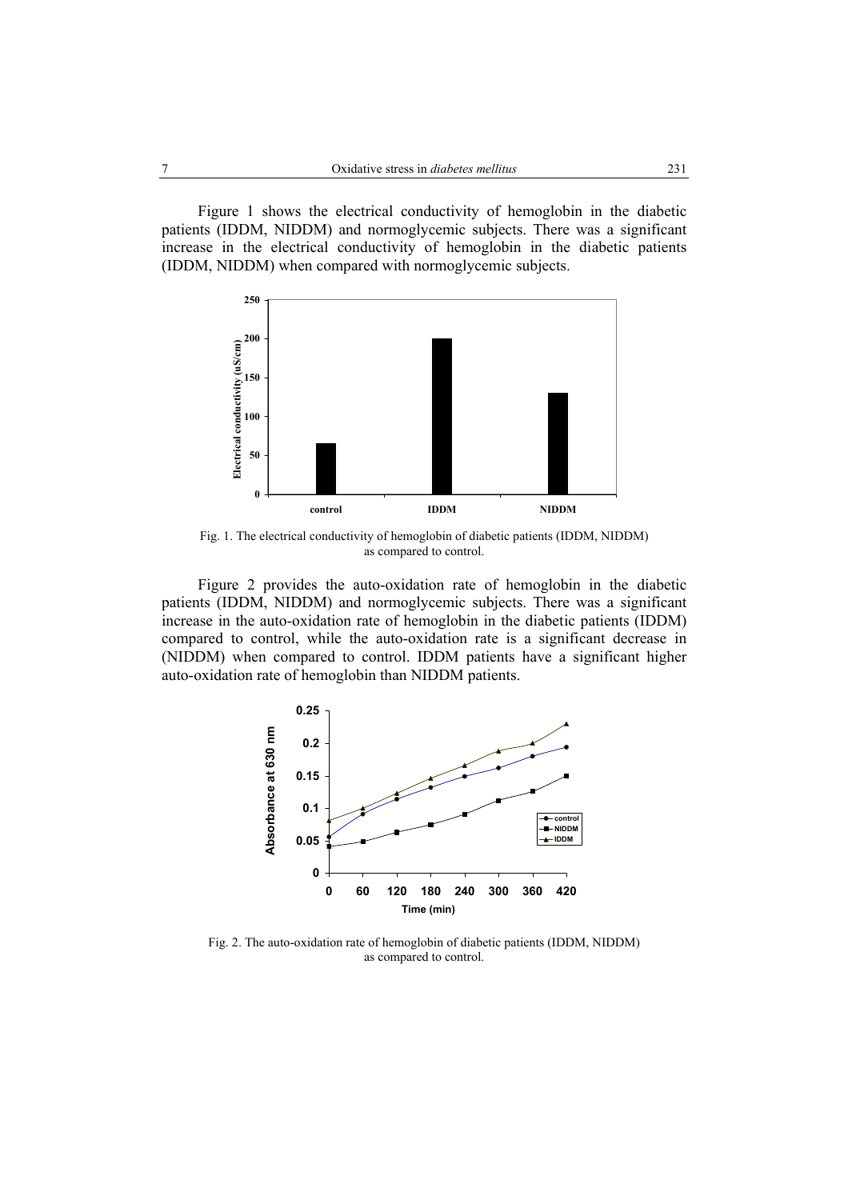Figure 1 shows the electrical conductivity of hemoglobin in the diabetic patients (IDDM, NIDDM) and normoglycemic subjects. There was a significant increase in the electrical conductivity of hemoglobin in the diabetic patients (IDDM, NIDDM) when compared with normoglycemic subjects.

Fig. 1. The electrical conductivity of hemoglobin of diabetic patients (IDDM, NIDDM) as compared to control.

Figure 2 provides the auto-oxidation rate of hemoglobin in the diabetic patients (IDDM, NIDDM) and normoglycemic subjects. There was a significant increase in the auto-oxidation rate of hemoglobin in the diabetic patients (IDDM) compared to control, while the auto-oxidation rate is a significant decrease in (NIDDM) when compared to control. IDDM patients have a significant higher auto-oxidation rate of hemoglobin than NIDDM patients.

Fig. 2. The auto-oxidation rate of hemoglobin of diabetic patients (IDDM, NIDDM) as compared to control.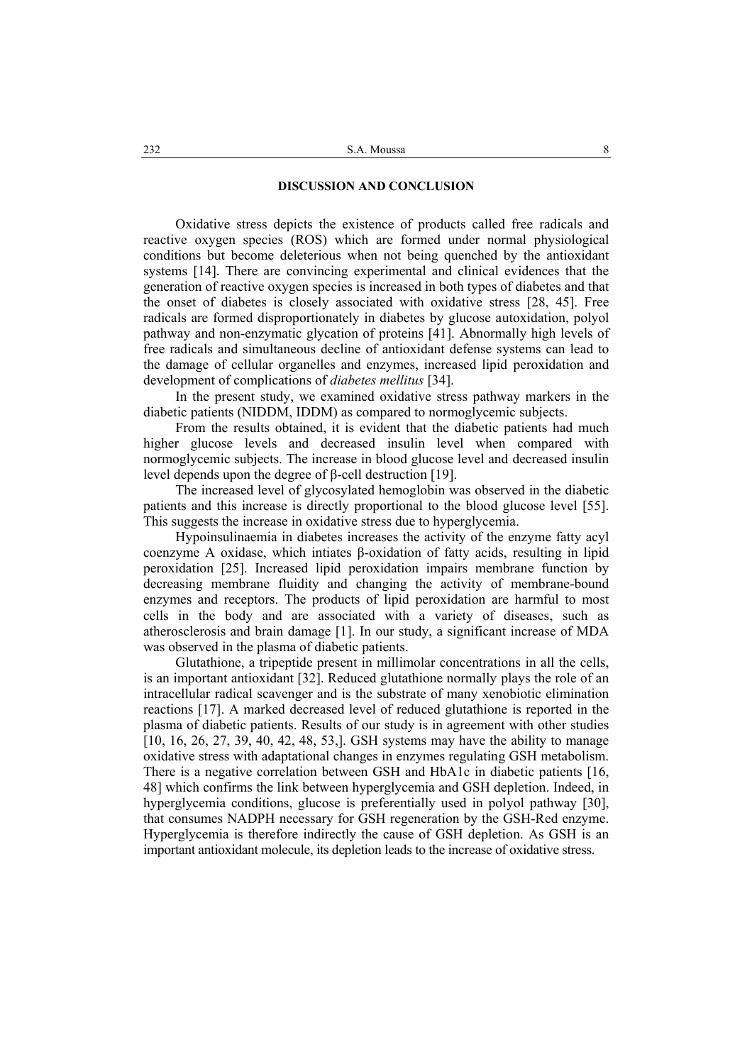## DISCUSSION AND CONCLUSION

Oxidative stress depicts the existence of products called free radicals and reactive oxygen species (ROS) which are formed under normal physiological conditions but become deleterious when not being quenched by the antioxidant systems [14]. There are convincing experimental and clinical evidences that the generation of reactive oxygen species is increased in both types of diabetes and that the onset of diabetes is closely associated with oxidative stress [28, 45]. Free radicals are formed disproportionately in diabetes by glucose autoxidation, polyol pathway and non-enzymatic glycation of proteins [41]. Abnormally high levels of free radicals and simultaneous decline of antioxidant defense systems can lead to the damage of cellular organelles and enzymes, increased lipid peroxidation and development of complications of *diabetes mellitus* [34].

In the present study, we examined oxidative stress pathway markers in the diabetic patients (NIDDM, IDDM) as compared to normoglycemic subjects.

From the results obtained, it is evident that the diabetic patients had much higher glucose levels and decreased insulin level when compared with normoglycemic subjects. The increase in blood glucose level and decreased insulin level depends upon the degree of β-cell destruction [19].

The increased level of glycosylated hemoglobin was observed in the diabetic patients and this increase is directly proportional to the blood glucose level [55]. This suggests the increase in oxidative stress due to hyperglycemia.

Hypoinsulinaemia in diabetes increases the activity of the enzyme fatty acyl coenzyme A oxidase, which intiates β-oxidation of fatty acids, resulting in lipid peroxidation [25]. Increased lipid peroxidation impairs membrane function by decreasing membrane fluidity and changing the activity of membrane-bound enzymes and receptors. The products of lipid peroxidation are harmful to most cells in the body and are associated with a variety of diseases, such as atherosclerosis and brain damage [1]. In our study, a significant increase of MDA was observed in the plasma of diabetic patients.

Glutathione, a tripeptide present in millimolar concentrations in all the cells, is an important antioxidant [32]. Reduced glutathione normally plays the role of an intracellular radical scavenger and is the substrate of many xenobiotic elimination reactions [17]. A marked decreased level of reduced glutathione is reported in the plasma of diabetic patients. Results of our study is in agreement with other studies [10, 16, 26, 27, 39, 40, 42, 48, 53,]. GSH systems may have the ability to manage oxidative stress with adaptational changes in enzymes regulating GSH metabolism. There is a negative correlation between GSH and HbA1c in diabetic patients [16, 48] which confirms the link between hyperglycemia and GSH depletion. Indeed, in hyperglycemia conditions, glucose is preferentially used in polyol pathway [30], that consumes NADPH necessary for GSH regeneration by the GSH-Red enzyme. Hyperglycemia is therefore indirectly the cause of GSH depletion. As GSH is an important antioxidant molecule, its depletion leads to the increase of oxidative stress.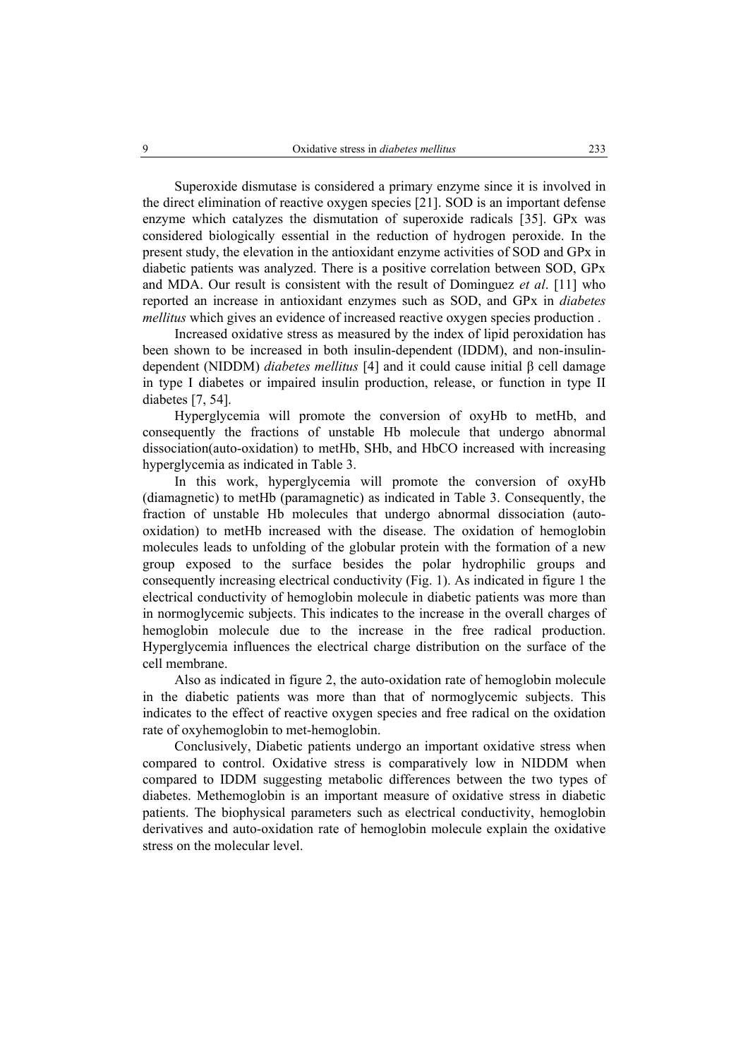Superoxide dismutase is considered a primary enzyme since it is involved in the direct elimination of reactive oxygen species [21]. SOD is an important defense enzyme which catalyzes the dismutation of superoxide radicals [35]. GPx was considered biologically essential in the reduction of hydrogen peroxide. In the present study, the elevation in the antioxidant enzyme activities of SOD and GPx in diabetic patients was analyzed. There is a positive correlation between SOD, GPx and MDA. Our result is consistent with the result of Dominguez *et al*. [11] who reported an increase in antioxidant enzymes such as SOD, and GPx in *diabetes mellitus* which gives an evidence of increased reactive oxygen species production .

Increased oxidative stress as measured by the index of lipid peroxidation has been shown to be increased in both insulin-dependent (IDDM), and non-insulin-dependent (NIDDM) *diabetes mellitus* [4] and it could cause initial β cell damage in type I diabetes or impaired insulin production, release, or function in type II diabetes [7, 54].

Hyperglycemia will promote the conversion of oxyHb to metHb, and consequently the fractions of unstable Hb molecule that undergo abnormal dissociation(auto-oxidation) to metHb, SHb, and HbCO increased with increasing hyperglycemia as indicated in Table 3.

In this work, hyperglycemia will promote the conversion of oxyHb (diamagnetic) to metHb (paramagnetic) as indicated in Table 3. Consequently, the fraction of unstable Hb molecules that undergo abnormal dissociation (auto-oxidation) to metHb increased with the disease. The oxidation of hemoglobin molecules leads to unfolding of the globular protein with the formation of a new group exposed to the surface besides the polar hydrophilic groups and consequently increasing electrical conductivity (Fig. 1). As indicated in figure 1 the electrical conductivity of hemoglobin molecule in diabetic patients was more than in normoglycemic subjects. This indicates to the increase in the overall charges of hemoglobin molecule due to the increase in the free radical production. Hyperglycemia influences the electrical charge distribution on the surface of the cell membrane.

Also as indicated in figure 2, the auto-oxidation rate of hemoglobin molecule in the diabetic patients was more than that of normoglycemic subjects. This indicates to the effect of reactive oxygen species and free radical on the oxidation rate of oxyhemoglobin to met-hemoglobin.

Conclusively, Diabetic patients undergo an important oxidative stress when compared to control. Oxidative stress is comparatively low in NIDDM when compared to IDDM suggesting metabolic differences between the two types of diabetes. Methemoglobin is an important measure of oxidative stress in diabetic patients. The biophysical parameters such as electrical conductivity, hemoglobin derivatives and auto-oxidation rate of hemoglobin molecule explain the oxidative stress on the molecular level.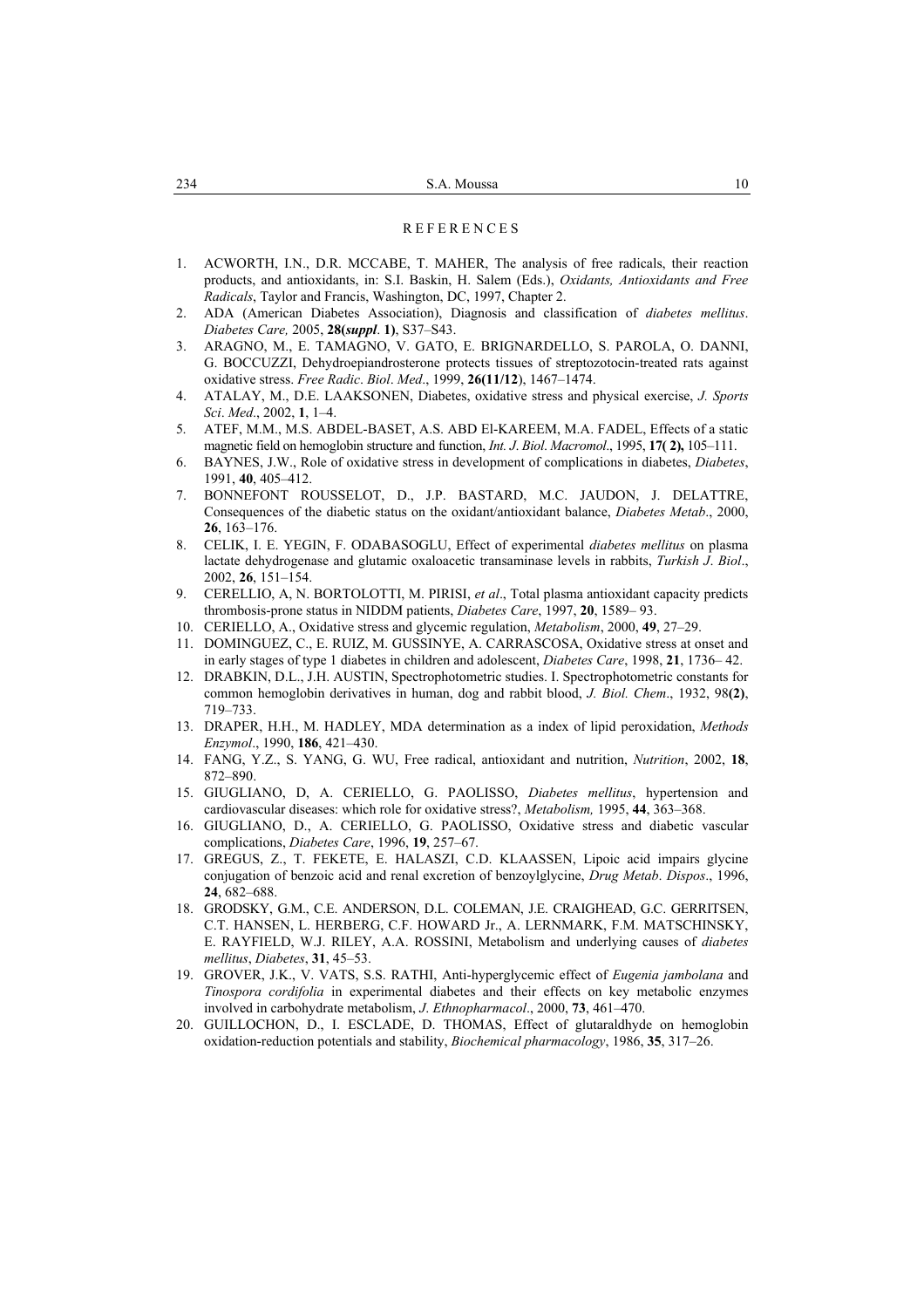## REFERENCES

1. ACWORTH, I.N., D.R. MCCABE, T. MAHER, The analysis of free radicals, their reaction products, and antioxidants, in: S.I. Baskin, H. Salem (Eds.), *Oxidants, Antioxidants and Free Radicals*, Taylor and Francis, Washington, DC, 1997, Chapter 2.
2. ADA (American Diabetes Association), Diagnosis and classification of *diabetes mellitus*. *Diabetes Care,* 2005, **28(*suppl*. 1)**, S37–S43.
3. ARAGNO, M., E. TAMAGNO, V. GATO, E. BRIGNARDELLO, S. PAROLA, O. DANNI, G. BOCCUZZI, Dehydroepiandrosterone protects tissues of streptozotocin-treated rats against oxidative stress. *Free Radic*. *Biol*. *Med*., 1999, **26(11/12**), 1467–1474.
4. ATALAY, M., D.E. LAAKSONEN, Diabetes, oxidative stress and physical exercise, *J. Sports Sci*. *Med*., 2002, **1**, 1–4.
5. ATEF, M.M., M.S. ABDEL-BASET, A.S. ABD El-KAREEM, M.A. FADEL, Effects of a static magnetic field on hemoglobin structure and function, *Int. J. Biol. Macromol*., 1995, **17( 2),** 105–111.
6. BAYNES, J.W., Role of oxidative stress in development of complications in diabetes, *Diabetes*, 1991, **40**, 405–412.
7. BONNEFONT ROUSSELOT, D., J.P. BASTARD, M.C. JAUDON, J. DELATTRE, Consequences of the diabetic status on the oxidant/antioxidant balance, *Diabetes Metab*., 2000, **26**, 163–176.
8. CELIK, I. E. YEGIN, F. ODABASOGLU, Effect of experimental *diabetes mellitus* on plasma lactate dehydrogenase and glutamic oxaloacetic transaminase levels in rabbits, *Turkish J*. *Biol*., 2002, **26**, 151–154.
9. CERELLIO, A, N. BORTOLOTTI, M. PIRISI, *et al*., Total plasma antioxidant capacity predicts thrombosis-prone status in NIDDM patients, *Diabetes Care*, 1997, **20**, 1589– 93.
10. CERIELLO, A., Oxidative stress and glycemic regulation, *Metabolism*, 2000, **49**, 27–29.
11. DOMINGUEZ, C., E. RUIZ, M. GUSSINYE, A. CARRASCOSA, Oxidative stress at onset and in early stages of type 1 diabetes in children and adolescent, *Diabetes Care*, 1998, **21**, 1736– 42.
12. DRABKIN, D.L., J.H. AUSTIN, Spectrophotometric studies. I. Spectrophotometric constants for common hemoglobin derivatives in human, dog and rabbit blood, *J. Biol. Chem*., 1932, 98**(2)**, 719–733.
13. DRAPER, H.H., M. HADLEY, MDA determination as a index of lipid peroxidation, *Methods Enzymol*., 1990, **186**, 421–430.
14. FANG, Y.Z., S. YANG, G. WU, Free radical, antioxidant and nutrition, *Nutrition*, 2002, **18**, 872–890.
15. GIUGLIANO, D, A. CERIELLO, G. PAOLISSO, *Diabetes mellitus*, hypertension and cardiovascular diseases: which role for oxidative stress?, *Metabolism,* 1995, **44**, 363–368.
16. GIUGLIANO, D., A. CERIELLO, G. PAOLISSO, Oxidative stress and diabetic vascular complications, *Diabetes Care*, 1996, **19**, 257–67.
17. GREGUS, Z., T. FEKETE, E. HALASZI, C.D. KLAASSEN, Lipoic acid impairs glycine conjugation of benzoic acid and renal excretion of benzoylglycine, *Drug Metab*. *Dispos*., 1996, **24**, 682–688.
18. GRODSKY, G.M., C.E. ANDERSON, D.L. COLEMAN, J.E. CRAIGHEAD, G.C. GERRITSEN, C.T. HANSEN, L. HERBERG, C.F. HOWARD Jr., A. LERNMARK, F.M. MATSCHINSKY, E. RAYFIELD, W.J. RILEY, A.A. ROSSINI, Metabolism and underlying causes of *diabetes mellitus*, *Diabetes*, **31**, 45–53.
19. GROVER, J.K., V. VATS, S.S. RATHI, Anti-hyperglycemic effect of *Eugenia jambolana* and *Tinospora cordifolia* in experimental diabetes and their effects on key metabolic enzymes involved in carbohydrate metabolism, *J*. *Ethnopharmacol*., 2000, **73**, 461–470.
20. GUILLOCHON, D., I. ESCLADE, D. THOMAS, Effect of glutaraldhyde on hemoglobin oxidation-reduction potentials and stability, *Biochemical pharmacology*, 1986, **35**, 317–26.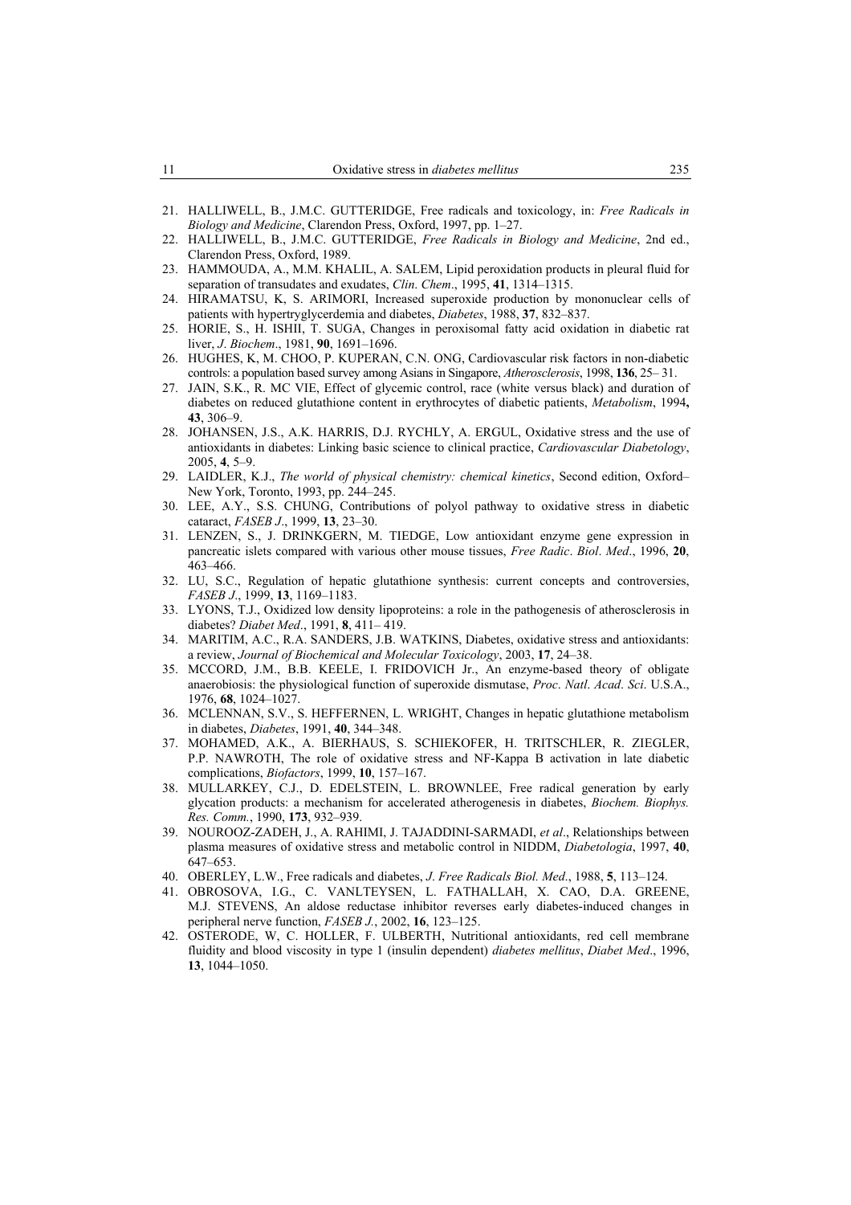21. HALLIWELL, B., J.M.C. GUTTERIDGE, Free radicals and toxicology, in: *Free Radicals in Biology and Medicine*, Clarendon Press, Oxford, 1997, pp. 1–27.
22. HALLIWELL, B., J.M.C. GUTTERIDGE, *Free Radicals in Biology and Medicine*, 2nd ed., Clarendon Press, Oxford, 1989.
23. HAMMOUDA, A., M.M. KHALIL, A. SALEM, Lipid peroxidation products in pleural fluid for separation of transudates and exudates, *Clin*. *Chem*., 1995, **41**, 1314–1315.
24. HIRAMATSU, K, S. ARIMORI, Increased superoxide production by mononuclear cells of patients with hypertryglycerdemia and diabetes, *Diabetes*, 1988, **37**, 832–837.
25. HORIE, S., H. ISHII, T. SUGA, Changes in peroxisomal fatty acid oxidation in diabetic rat liver, *J*. *Biochem*., 1981, **90**, 1691–1696.
26. HUGHES, K, M. CHOO, P. KUPERAN, C.N. ONG, Cardiovascular risk factors in non-diabetic controls: a population based survey among Asians in Singapore, *Atherosclerosis*, 1998, **136**, 25– 31.
27. JAIN, S.K., R. MC VIE, Effect of glycemic control, race (white versus black) and duration of diabetes on reduced glutathione content in erythrocytes of diabetic patients, *Metabolism*, 1994**,** **43**, 306–9.
28. JOHANSEN, J.S., A.K. HARRIS, D.J. RYCHLY, A. ERGUL, Oxidative stress and the use of antioxidants in diabetes: Linking basic science to clinical practice, *Cardiovascular Diabetology*, 2005, **4**, 5–9.
29. LAIDLER, K.J., *The world of physical chemistry: chemical kinetics*, Second edition, Oxford–New York, Toronto, 1993, pp. 244–245.
30. LEE, A.Y., S.S. CHUNG, Contributions of polyol pathway to oxidative stress in diabetic cataract, *FASEB J*., 1999, **13**, 23–30.
31. LENZEN, S., J. DRINKGERN, M. TIEDGE, Low antioxidant enzyme gene expression in pancreatic islets compared with various other mouse tissues, *Free Radic*. *Biol*. *Med*., 1996, **20**, 463–466.
32. LU, S.C., Regulation of hepatic glutathione synthesis: current concepts and controversies, *FASEB J*., 1999, **13**, 1169–1183.
33. LYONS, T.J., Oxidized low density lipoproteins: a role in the pathogenesis of atherosclerosis in diabetes? *Diabet Med*., 1991, **8**, 411– 419.
34. MARITIM, A.C., R.A. SANDERS, J.B. WATKINS, Diabetes, oxidative stress and antioxidants: a review, *Journal of Biochemical and Molecular Toxicology*, 2003, **17**, 24–38.
35. MCCORD, J.M., B.B. KEELE, I. FRIDOVICH Jr., An enzyme-based theory of obligate anaerobiosis: the physiological function of superoxide dismutase, *Proc*. *Natl*. *Acad*. *Sci*. U.S.A., 1976, **68**, 1024–1027.
36. MCLENNAN, S.V., S. HEFFERNEN, L. WRIGHT, Changes in hepatic glutathione metabolism in diabetes, *Diabetes*, 1991, **40**, 344–348.
37. MOHAMED, A.K., A. BIERHAUS, S. SCHIEKOFER, H. TRITSCHLER, R. ZIEGLER, P.P. NAWROTH, The role of oxidative stress and NF-Kappa B activation in late diabetic complications, *Biofactors*, 1999, **10**, 157–167.
38. MULLARKEY, C.J., D. EDELSTEIN, L. BROWNLEE, Free radical generation by early glycation products: a mechanism for accelerated atherogenesis in diabetes, *Biochem. Biophys. Res. Comm.*, 1990, **173**, 932–939.
39. NOUROOZ-ZADEH, J., A. RAHIMI, J. TAJADDINI-SARMADI, *et al*., Relationships between plasma measures of oxidative stress and metabolic control in NIDDM, *Diabetologia*, 1997, **40**, 647–653.
40. OBERLEY, L.W., Free radicals and diabetes, *J*. *Free Radicals Biol. Med*., 1988, **5**, 113–124.
41. OBROSOVA, I.G., C. VANLTEYSEN, L. FATHALLAH, X. CAO, D.A. GREENE, M.J. STEVENS, An aldose reductase inhibitor reverses early diabetes-induced changes in peripheral nerve function, *FASEB J.*, 2002, **16**, 123–125.
42. OSTERODE, W, C. HOLLER, F. ULBERTH, Nutritional antioxidants, red cell membrane fluidity and blood viscosity in type 1 (insulin dependent) *diabetes mellitus*, *Diabet Med*., 1996, **13**, 1044–1050.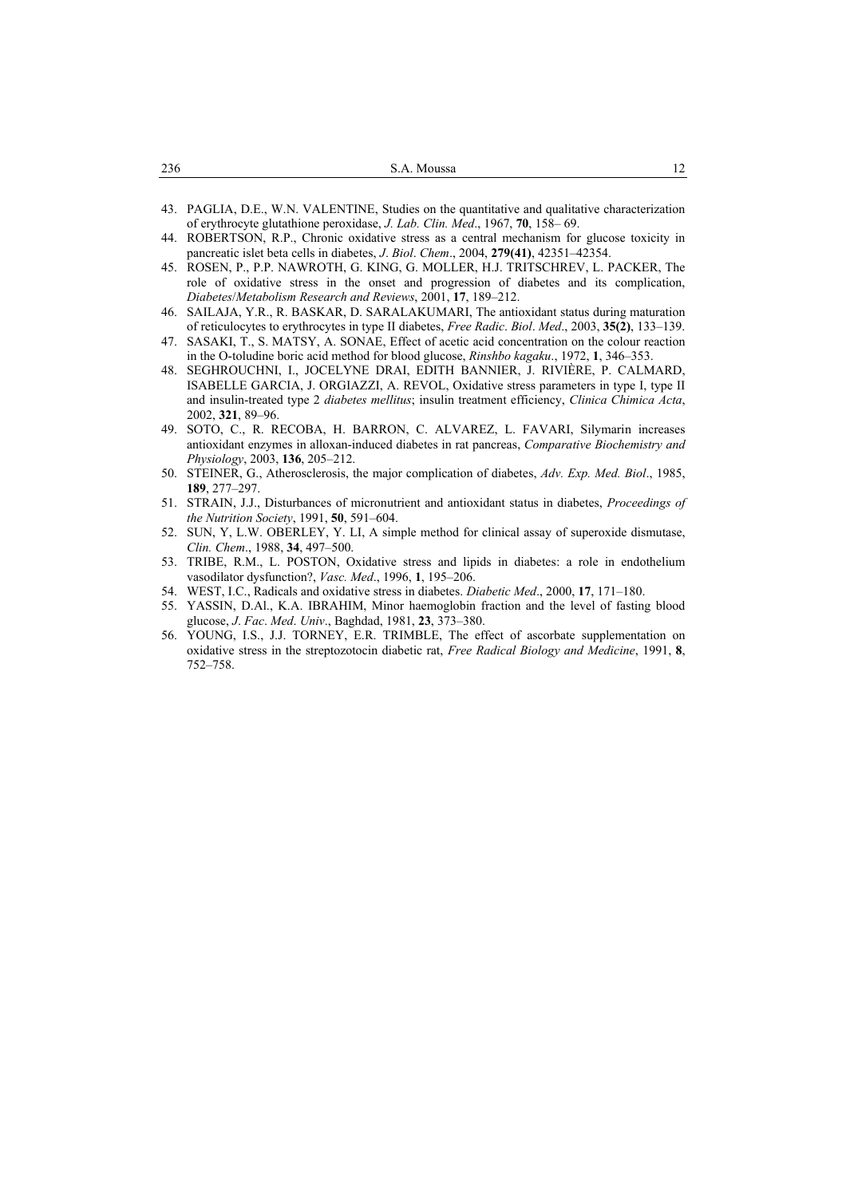43. PAGLIA, D.E., W.N. VALENTINE, Studies on the quantitative and qualitative characterization of erythrocyte glutathione peroxidase, *J. Lab. Clin. Med*., 1967, **70**, 158– 69.
44. ROBERTSON, R.P., Chronic oxidative stress as a central mechanism for glucose toxicity in pancreatic islet beta cells in diabetes, *J*. *Biol*. *Chem*., 2004, **279(41)**, 42351–42354.
45. ROSEN, P., P.P. NAWROTH, G. KING, G. MOLLER, H.J. TRITSCHREV, L. PACKER, The role of oxidative stress in the onset and progression of diabetes and its complication, *Diabetes*/*Metabolism Research and Reviews*, 2001, **17**, 189–212.
46. SAILAJA, Y.R., R. BASKAR, D. SARALAKUMARI, The antioxidant status during maturation of reticulocytes to erythrocytes in type II diabetes, *Free Radic*. *Biol*. *Med*., 2003, **35(2)**, 133–139.
47. SASAKI, T., S. MATSY, A. SONAE, Effect of acetic acid concentration on the colour reaction in the O-toludine boric acid method for blood glucose, *Rinshbo kagaku*., 1972, **1**, 346–353.
48. SEGHROUCHNI, I., JOCELYNE DRAI, EDITH BANNIER, J. RIVIÈRE, P. CALMARD, ISABELLE GARCIA, J. ORGIAZZI, A. REVOL, Oxidative stress parameters in type I, type II and insulin-treated type 2 *diabetes mellitus*; insulin treatment efficiency, *Clinica Chimica Acta*, 2002, **321**, 89–96.
49. SOTO, C., R. RECOBA, H. BARRON, C. ALVAREZ, L. FAVARI, Silymarin increases antioxidant enzymes in alloxan-induced diabetes in rat pancreas, *Comparative Biochemistry and Physiology*, 2003, **136**, 205–212.
50. STEINER, G., Atherosclerosis, the major complication of diabetes, *Adv. Exp. Med. Biol*., 1985, **189**, 277–297.
51. STRAIN, J.J., Disturbances of micronutrient and antioxidant status in diabetes, *Proceedings of the Nutrition Society*, 1991, **50**, 591–604.
52. SUN, Y, L.W. OBERLEY, Y. LI, A simple method for clinical assay of superoxide dismutase, *Clin. Chem*., 1988, **34**, 497–500.
53. TRIBE, R.M., L. POSTON, Oxidative stress and lipids in diabetes: a role in endothelium vasodilator dysfunction?, *Vasc. Med*., 1996, **1**, 195–206.
54. WEST, I.C., Radicals and oxidative stress in diabetes. *Diabetic Med*., 2000, **17**, 171–180.
55. YASSIN, D.Al., K.A. IBRAHIM, Minor haemoglobin fraction and the level of fasting blood glucose, *J. Fac*. *Med. Univ*., Baghdad, 1981, **23**, 373–380.
56. YOUNG, I.S., J.J. TORNEY, E.R. TRIMBLE, The effect of ascorbate supplementation on oxidative stress in the streptozotocin diabetic rat, *Free Radical Biology and Medicine*, 1991, **8**, 752–758.